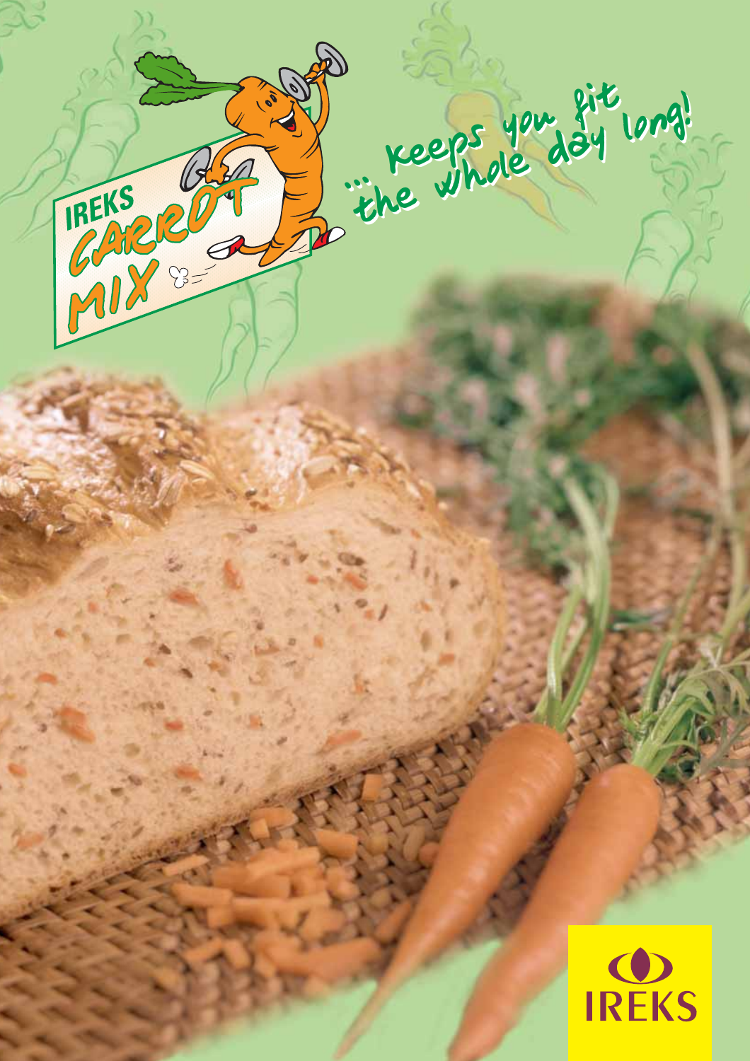IREKS

CARROT MIX

... keeps you fit the whole day long!

IREKS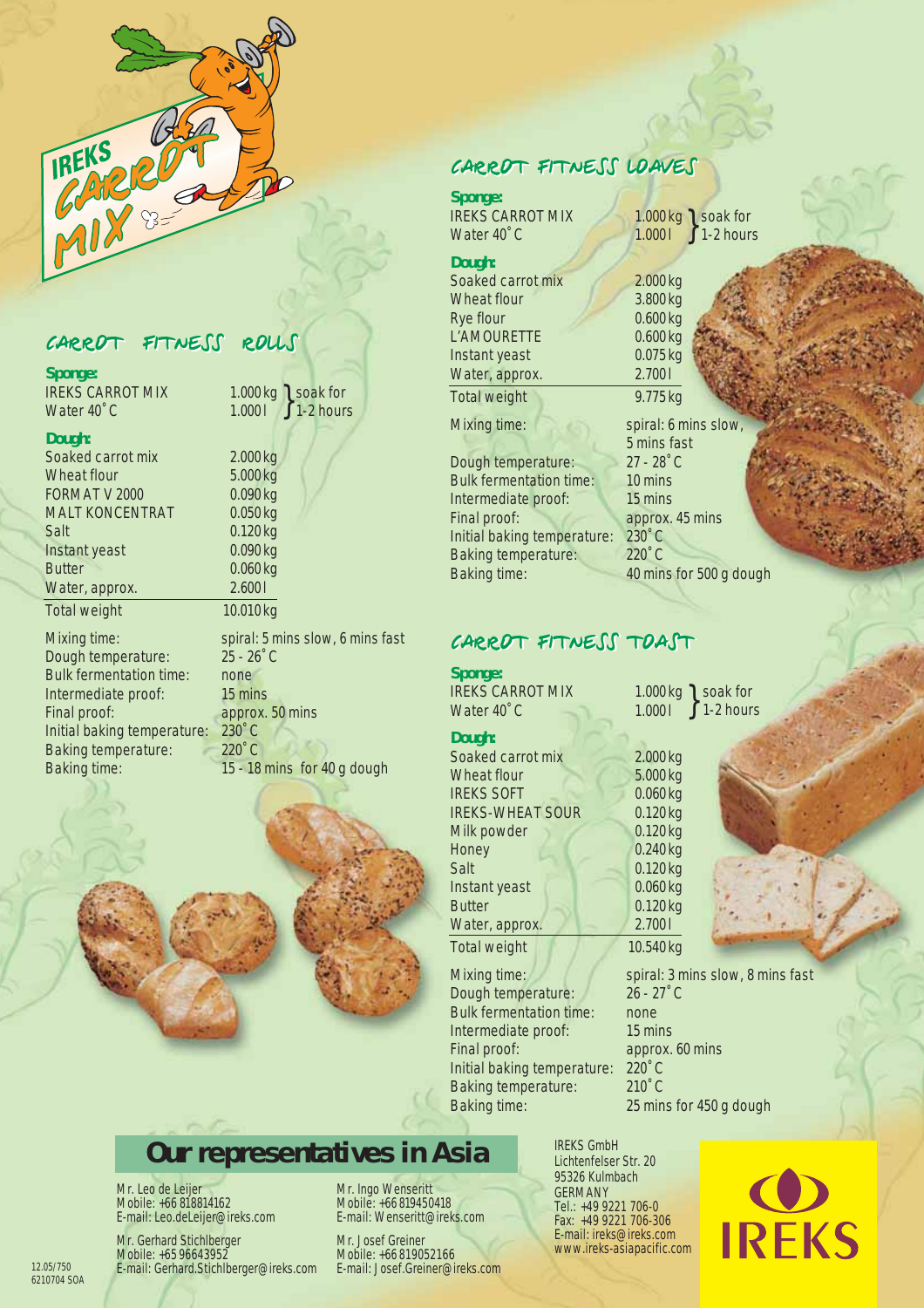IREKS CARROT MIX

## CARROT FITNESS ROLLS

**Sponge:**

| | | |
|---|---|---|
| IREKS CARROT MIX | 1.000 kg | soak for 1-2 hours |
| Water 40˚C | 1.000 l | |

**Dough:**

| | |
|---|---|
| Soaked carrot mix | 2.000 kg |
| Wheat flour | 5.000 kg |
| FORMAT V 2000 | 0.090 kg |
| MALT KONCENTRAT | 0.050 kg |
| Salt | 0.120 kg |
| Instant yeast | 0.090 kg |
| Butter | 0.060 kg |
| Water, approx. | 2.600 l |
| Total weight | 10.010 kg |

| | |
|---|---|
| Mixing time: | spiral: 5 mins slow, 6 mins fast |
| Dough temperature: | 25 - 26˚C |
| Bulk fermentation time: | none |
| Intermediate proof: | 15 mins |
| Final proof: | approx. 50 mins |
| Initial baking temperature: | 230˚C |
| Baking temperature: | 220˚C |
| Baking time: | 15 - 18 mins for 40 g dough |

## CARROT FITNESS LOAVES

**Sponge:**

| | | |
|---|---|---|
| IREKS CARROT MIX | 1.000 kg | soak for 1-2 hours |
| Water 40˚C | 1.000 l | |

**Dough:**

| | |
|---|---|
| Soaked carrot mix | 2.000 kg |
| Wheat flour | 3.800 kg |
| Rye flour | 0.600 kg |
| L'AMOURETTE | 0.600 kg |
| Instant yeast | 0.075 kg |
| Water, approx. | 2.700 l |
| Total weight | 9.775 kg |

| | |
|---|---|
| Mixing time: | spiral: 6 mins slow, 5 mins fast |
| Dough temperature: | 27 - 28˚C |
| Bulk fermentation time: | 10 mins |
| Intermediate proof: | 15 mins |
| Final proof: | approx. 45 mins |
| Initial baking temperature: | 230˚C |
| Baking temperature: | 220˚C |
| Baking time: | 40 mins for 500 g dough |

## CARROT FITNESS TOAST

**Sponge:**

| | | |
|---|---|---|
| IREKS CARROT MIX | 1.000 kg | soak for 1-2 hours |
| Water 40˚C | 1.000 l | |

**Dough:**

| | |
|---|---|
| Soaked carrot mix | 2.000 kg |
| Wheat flour | 5.000 kg |
| IREKS SOFT | 0.060 kg |
| IREKS-WHEAT SOUR | 0.120 kg |
| Milk powder | 0.120 kg |
| Honey | 0.240 kg |
| Salt | 0.120 kg |
| Instant yeast | 0.060 kg |
| Butter | 0.120 kg |
| Water, approx. | 2.700 l |
| Total weight | 10.540 kg |

| | |
|---|---|
| Mixing time: | spiral: 3 mins slow, 8 mins fast |
| Dough temperature: | 26 - 27˚C |
| Bulk fermentation time: | none |
| Intermediate proof: | 15 mins |
| Final proof: | approx. 60 mins |
| Initial baking temperature: | 220˚C |
| Baking temperature: | 210˚C |
| Baking time: | 25 mins for 450 g dough |

## Our representatives in Asia

Mr. Leo de Leijer
Mobile: +66 818814162
E-mail: Leo.deLeijer@ireks.com

Mr. Gerhard Stichlberger
Mobile: +65 96643952
E-mail: Gerhard.Stichlberger@ireks.com

Mr. Ingo Wenseritt
Mobile: +66 819450418
E-mail: Wenseritt@ireks.com

Mr. Josef Greiner
Mobile: +66 819052166
E-mail: Josef.Greiner@ireks.com

IREKS GmbH
Lichtenfelser Str. 20
95326 Kulmbach
GERMANY
Tel.: +49 9221 706-0
Fax: +49 9221 706-306
E-mail: ireks@ireks.com
www.ireks-asiapacific.com

IREKS

12.05/750
6210704 SOA